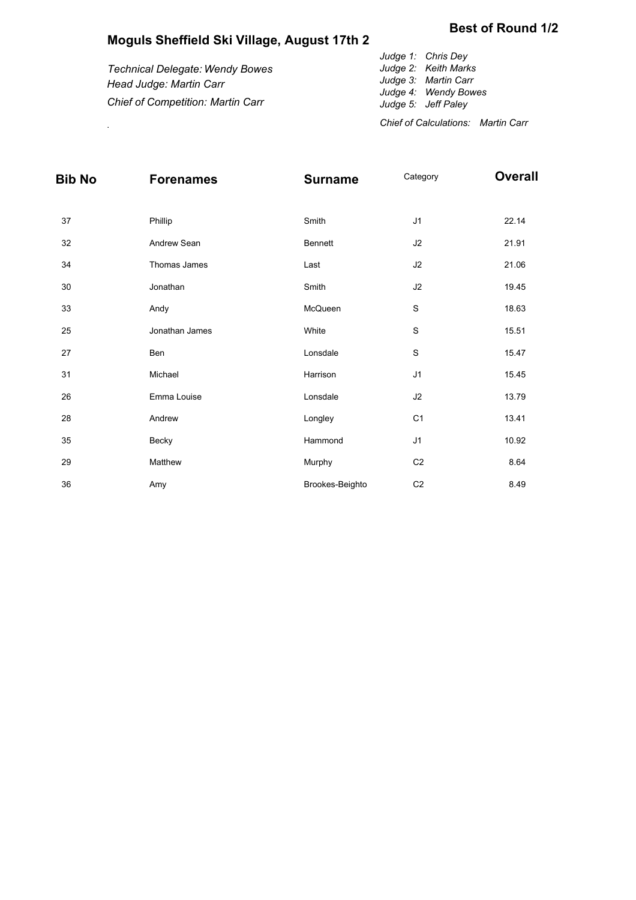## Best of Round 1/2

# Moguls Sheffield Ski Village, August 17th 2

*Technical Delegate: Wendy Bowes*
*Head Judge: Martin Carr*
*Chief of Competition: Martin Carr*

*Judge 1: Chris Dey*
*Judge 2: Keith Marks*
*Judge 3: Martin Carr*
*Judge 4: Wendy Bowes*
*Judge 5: Jeff Paley*

*Chief of Calculations: Martin Carr*

| Bib No | Forenames | Surname | Category | Overall |
|---|---|---|---|---|
| 37 | Phillip | Smith | J1 | 22.14 |
| 32 | Andrew Sean | Bennett | J2 | 21.91 |
| 34 | Thomas James | Last | J2 | 21.06 |
| 30 | Jonathan | Smith | J2 | 19.45 |
| 33 | Andy | McQueen | S | 18.63 |
| 25 | Jonathan James | White | S | 15.51 |
| 27 | Ben | Lonsdale | S | 15.47 |
| 31 | Michael | Harrison | J1 | 15.45 |
| 26 | Emma Louise | Lonsdale | J2 | 13.79 |
| 28 | Andrew | Longley | C1 | 13.41 |
| 35 | Becky | Hammond | J1 | 10.92 |
| 29 | Matthew | Murphy | C2 | 8.64 |
| 36 | Amy | Brookes-Beighto | C2 | 8.49 |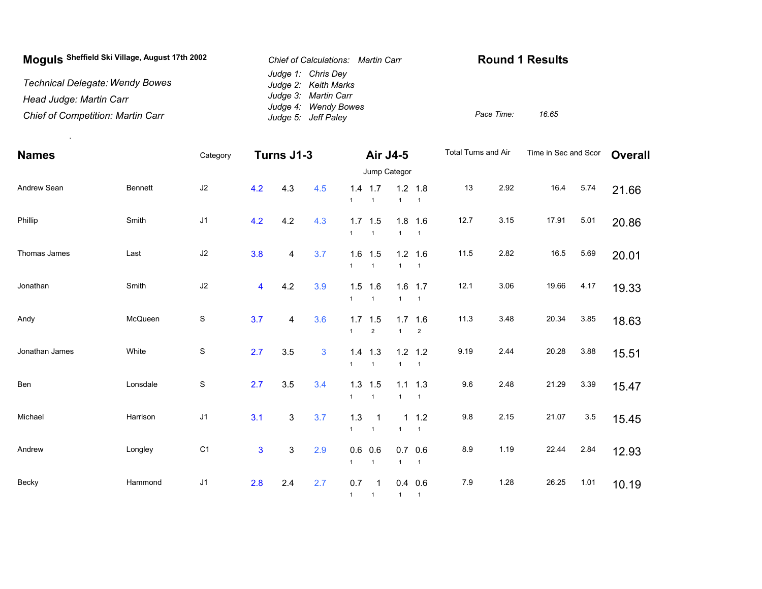**Moguls** Sheffield Ski Village, August 17th 2002

*Technical Delegate: Wendy Bowes*
*Head Judge: Martin Carr*
*Chief of Competition: Martin Carr*

*Chief of Calculations: Martin Carr*
*Judge 1: Chris Dey*
*Judge 2: Keith Marks*
*Judge 3: Martin Carr*
*Judge 4: Wendy Bowes*
*Judge 5: Jeff Paley*

## Round 1 Results

*Pace Time:* *16.65*

.

| Names | | Category | Turns J1-3 | | | Air J4-5 | | | | Total Turns and Air | | Time in Sec and Scor | | Overall |
|---|---|---|---|---|---|---|---|---|---|---|---|---|---|---|
| | | | | | | Jump Categor | | | | | | | | |
| Andrew Sean | Bennett | J2 | 4.2 | 4.3 | 4.5 | 1.4 (1) | 1.7 (1) | 1.2 (1) | 1.8 (1) | 13 | 2.92 | 16.4 | 5.74 | 21.66 |
| Phillip | Smith | J1 | 4.2 | 4.2 | 4.3 | 1.7 (1) | 1.5 (1) | 1.8 (1) | 1.6 (1) | 12.7 | 3.15 | 17.91 | 5.01 | 20.86 |
| Thomas James | Last | J2 | 3.8 | 4 | 3.7 | 1.6 (1) | 1.5 (1) | 1.2 (1) | 1.6 (1) | 11.5 | 2.82 | 16.5 | 5.69 | 20.01 |
| Jonathan | Smith | J2 | 4 | 4.2 | 3.9 | 1.5 (1) | 1.6 (1) | 1.6 (1) | 1.7 (1) | 12.1 | 3.06 | 19.66 | 4.17 | 19.33 |
| Andy | McQueen | S | 3.7 | 4 | 3.6 | 1.7 (1) | 1.5 (2) | 1.7 (1) | 1.6 (2) | 11.3 | 3.48 | 20.34 | 3.85 | 18.63 |
| Jonathan James | White | S | 2.7 | 3.5 | 3 | 1.4 (1) | 1.3 (1) | 1.2 (1) | 1.2 (1) | 9.19 | 2.44 | 20.28 | 3.88 | 15.51 |
| Ben | Lonsdale | S | 2.7 | 3.5 | 3.4 | 1.3 (1) | 1.5 (1) | 1.1 (1) | 1.3 (1) | 9.6 | 2.48 | 21.29 | 3.39 | 15.47 |
| Michael | Harrison | J1 | 3.1 | 3 | 3.7 | 1.3 (1) | 1 (1) | 1 (1) | 1.2 (1) | 9.8 | 2.15 | 21.07 | 3.5 | 15.45 |
| Andrew | Longley | C1 | 3 | 3 | 2.9 | 0.6 (1) | 0.6 (1) | 0.7 (1) | 0.6 (1) | 8.9 | 1.19 | 22.44 | 2.84 | 12.93 |
| Becky | Hammond | J1 | 2.8 | 2.4 | 2.7 | 0.7 (1) | 1 (1) | 0.4 (1) | 0.6 (1) | 7.9 | 1.28 | 26.25 | 1.01 | 10.19 |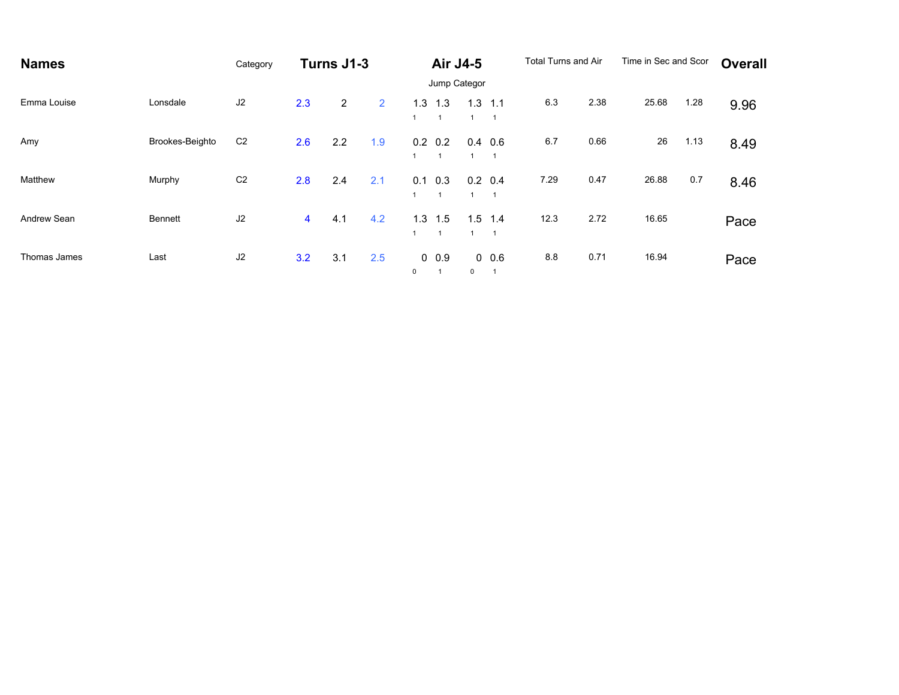| Names | | Category | Turns J1-3 | | | Air J4-5 | | | | Total Turns and Air | | Time in Sec and Scor | | Overall |
|---|---|---|---|---|---|---|---|---|---|---|---|---|---|---|
| | | | | | | Jump Categor | | | | | | | | |
| Emma Louise | Lonsdale | J2 | 2.3 | 2 | 2 | 1.3 1 | 1.3 1 | 1.3 1 | 1.1 1 | 6.3 | 2.38 | 25.68 | 1.28 | 9.96 |
| Amy | Brookes-Beighto | C2 | 2.6 | 2.2 | 1.9 | 0.2 1 | 0.2 1 | 0.4 1 | 0.6 1 | 6.7 | 0.66 | 26 | 1.13 | 8.49 |
| Matthew | Murphy | C2 | 2.8 | 2.4 | 2.1 | 0.1 1 | 0.3 1 | 0.2 1 | 0.4 1 | 7.29 | 0.47 | 26.88 | 0.7 | 8.46 |
| Andrew Sean | Bennett | J2 | 4 | 4.1 | 4.2 | 1.3 1 | 1.5 1 | 1.5 1 | 1.4 1 | 12.3 | 2.72 | 16.65 | | Pace |
| Thomas James | Last | J2 | 3.2 | 3.1 | 2.5 | 0 0 | 0.9 1 | 0 0 | 0.6 1 | 8.8 | 0.71 | 16.94 | | Pace |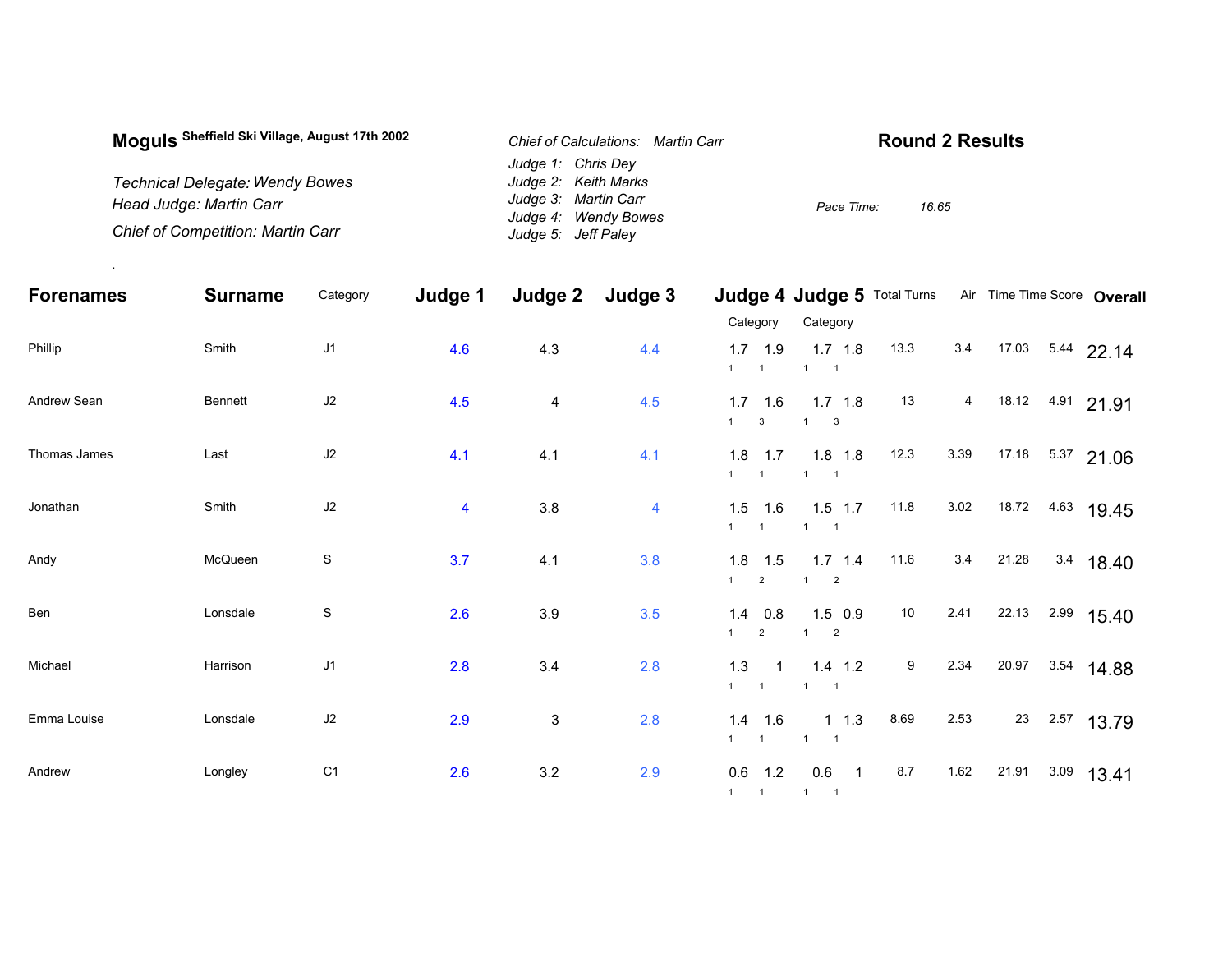**Moguls** Sheffield Ski Village, August 17th 2002

*Technical Delegate: Wendy Bowes*
*Head Judge: Martin Carr*
*Chief of Competition: Martin Carr*

*Chief of Calculations: Martin Carr*
*Judge 1: Chris Dey*
*Judge 2: Keith Marks*
*Judge 3: Martin Carr*
*Judge 4: Wendy Bowes*
*Judge 5: Jeff Paley*

## Round 2 Results

*Pace Time: 16.65*

| Forenames | Surname | Category | Judge 1 | Judge 2 | Judge 3 | Judge 4 | | Judge 5 | | Total Turns | Air | Time | Time Score | Overall |
|---|---|---|---|---|---|---|---|---|---|---|---|---|---|---|
| | | | | | | Category | | Category | | | | | | |
| Phillip | Smith | J1 | 4.6 | 4.3 | 4.4 | 1.7 (1) | 1.9 (1) | 1.7 (1) | 1.8 (1) | 13.3 | 3.4 | 17.03 | 5.44 | 22.14 |
| Andrew Sean | Bennett | J2 | 4.5 | 4 | 4.5 | 1.7 (1) | 1.6 (3) | 1.7 (1) | 1.8 (3) | 13 | 4 | 18.12 | 4.91 | 21.91 |
| Thomas James | Last | J2 | 4.1 | 4.1 | 4.1 | 1.8 (1) | 1.7 (1) | 1.8 (1) | 1.8 (1) | 12.3 | 3.39 | 17.18 | 5.37 | 21.06 |
| Jonathan | Smith | J2 | 4 | 3.8 | 4 | 1.5 (1) | 1.6 (1) | 1.5 (1) | 1.7 (1) | 11.8 | 3.02 | 18.72 | 4.63 | 19.45 |
| Andy | McQueen | S | 3.7 | 4.1 | 3.8 | 1.8 (1) | 1.5 (2) | 1.7 (1) | 1.4 (2) | 11.6 | 3.4 | 21.28 | 3.4 | 18.40 |
| Ben | Lonsdale | S | 2.6 | 3.9 | 3.5 | 1.4 (1) | 0.8 (2) | 1.5 (1) | 0.9 (2) | 10 | 2.41 | 22.13 | 2.99 | 15.40 |
| Michael | Harrison | J1 | 2.8 | 3.4 | 2.8 | 1.3 (1) | 1 (1) | 1.4 (1) | 1.2 (1) | 9 | 2.34 | 20.97 | 3.54 | 14.88 |
| Emma Louise | Lonsdale | J2 | 2.9 | 3 | 2.8 | 1.4 (1) | 1.6 (1) | 1 (1) | 1.3 (1) | 8.69 | 2.53 | 23 | 2.57 | 13.79 |
| Andrew | Longley | C1 | 2.6 | 3.2 | 2.9 | 0.6 (1) | 1.2 (1) | 0.6 (1) | 1 (1) | 8.7 | 1.62 | 21.91 | 3.09 | 13.41 |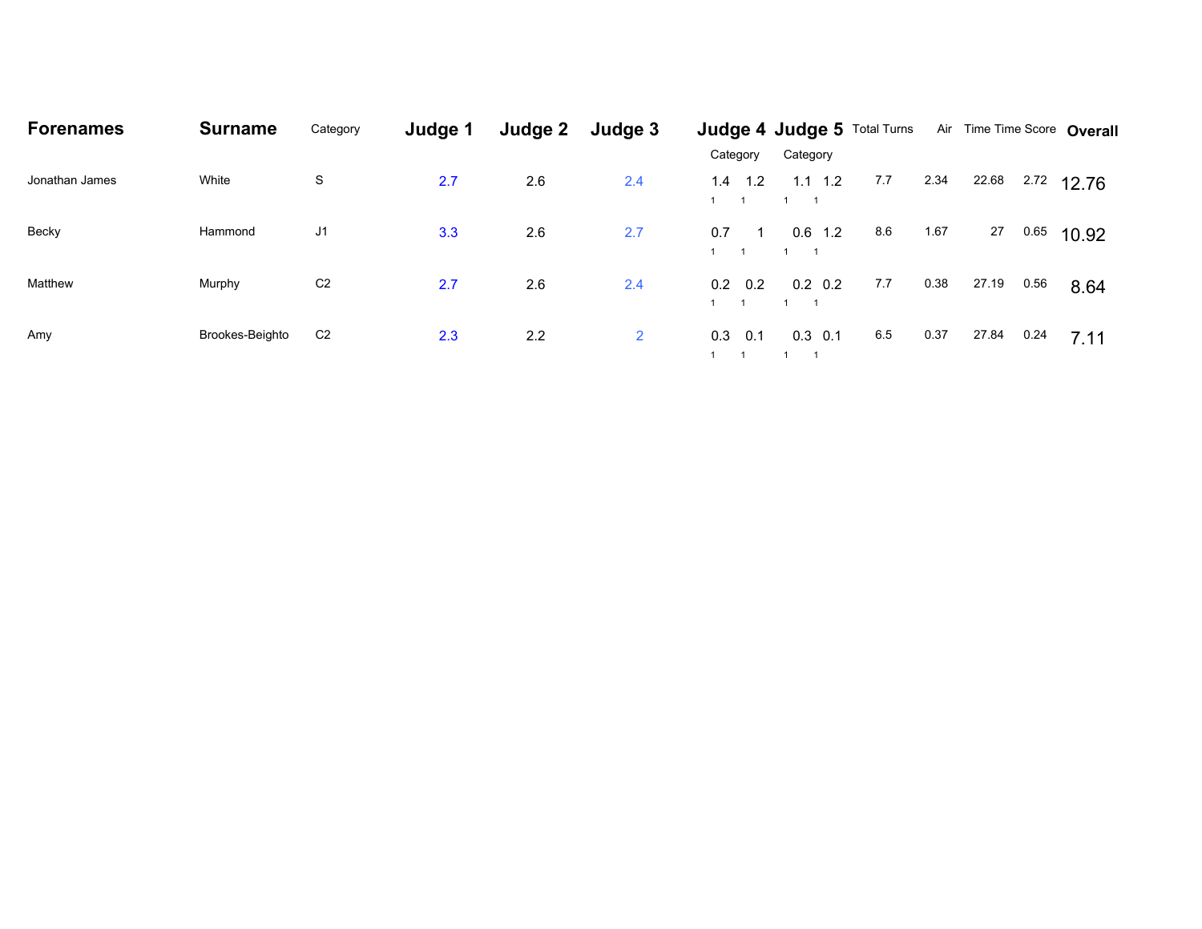| Forenames | Surname | Category | Judge 1 | Judge 2 | Judge 3 | Judge 4 Category | | Judge 5 Category | | Total Turns | Air | Time | Time Score | Overall |
|---|---|---|---|---|---|---|---|---|---|---|---|---|---|---|
| Jonathan James | White | S | 2.7 | 2.6 | 2.4 | 1.4 1 | 1.2 1 | 1.1 1 | 1.2 1 | 7.7 | 2.34 | 22.68 | 2.72 | 12.76 |
| Becky | Hammond | J1 | 3.3 | 2.6 | 2.7 | 0.7 1 | 1 1 | 0.6 1 | 1.2 1 | 8.6 | 1.67 | 27 | 0.65 | 10.92 |
| Matthew | Murphy | C2 | 2.7 | 2.6 | 2.4 | 0.2 1 | 0.2 1 | 0.2 1 | 0.2 1 | 7.7 | 0.38 | 27.19 | 0.56 | 8.64 |
| Amy | Brookes-Beighto | C2 | 2.3 | 2.2 | 2 | 0.3 1 | 0.1 1 | 0.3 1 | 0.1 1 | 6.5 | 0.37 | 27.84 | 0.24 | 7.11 |